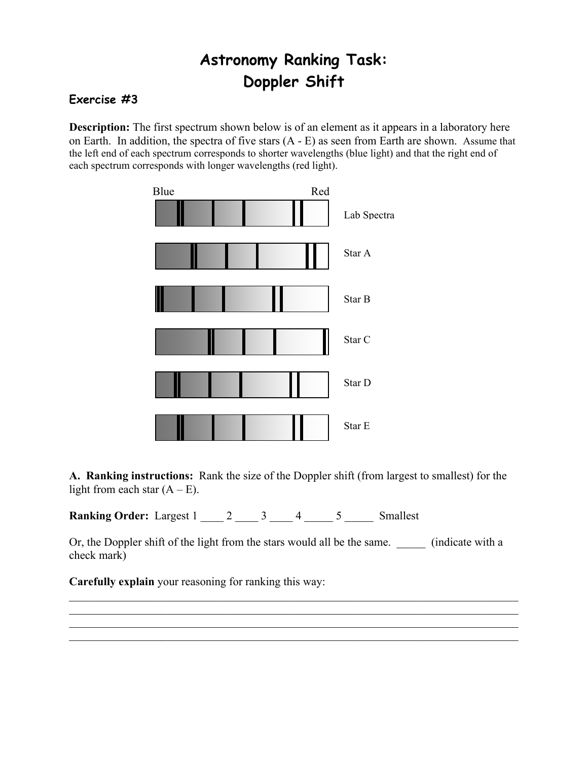# Astronomy Ranking Task: Doppler Shift

### Exercise #3

**Description:** The first spectrum shown below is of an element as it appears in a laboratory here on Earth. In addition, the spectra of five stars (A - E) as seen from Earth are shown. Assume that the left end of each spectrum corresponds to shorter wavelengths (blue light) and that the right end of each spectrum corresponds with longer wavelengths (red light).

Blue Red

Lab Spectra

Star A

Star B

Star C

Star D

Star E

**A. Ranking instructions:** Rank the size of the Doppler shift (from largest to smallest) for the light from each star (A – E).

**Ranking Order:** Largest 1 ____ 2 ____ 3 ____ 4 _____ 5 _____ Smallest

Or, the Doppler shift of the light from the stars would all be the same. _____ (indicate with a check mark)

**Carefully explain** your reasoning for ranking this way:

______________________________________________________________________________
______________________________________________________________________________
______________________________________________________________________________
______________________________________________________________________________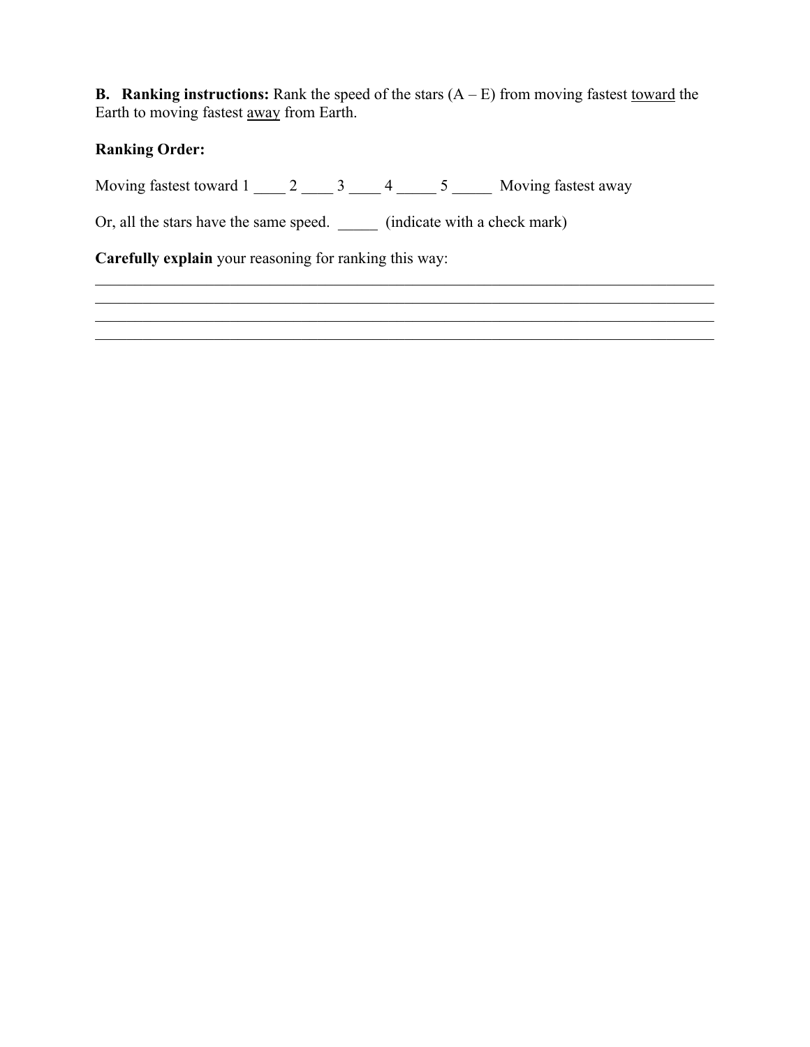**B. Ranking instructions:** Rank the speed of the stars (A – E) from moving fastest <u>toward</u> the Earth to moving fastest <u>away</u> from Earth.

**Ranking Order:**

Moving fastest toward 1 ____ 2 ____ 3 ____ 4 _____ 5 _____ Moving fastest away

Or, all the stars have the same speed. _____ (indicate with a check mark)

**Carefully explain** your reasoning for ranking this way:

_______________________________________________________________________________
_______________________________________________________________________________
_______________________________________________________________________________
_______________________________________________________________________________